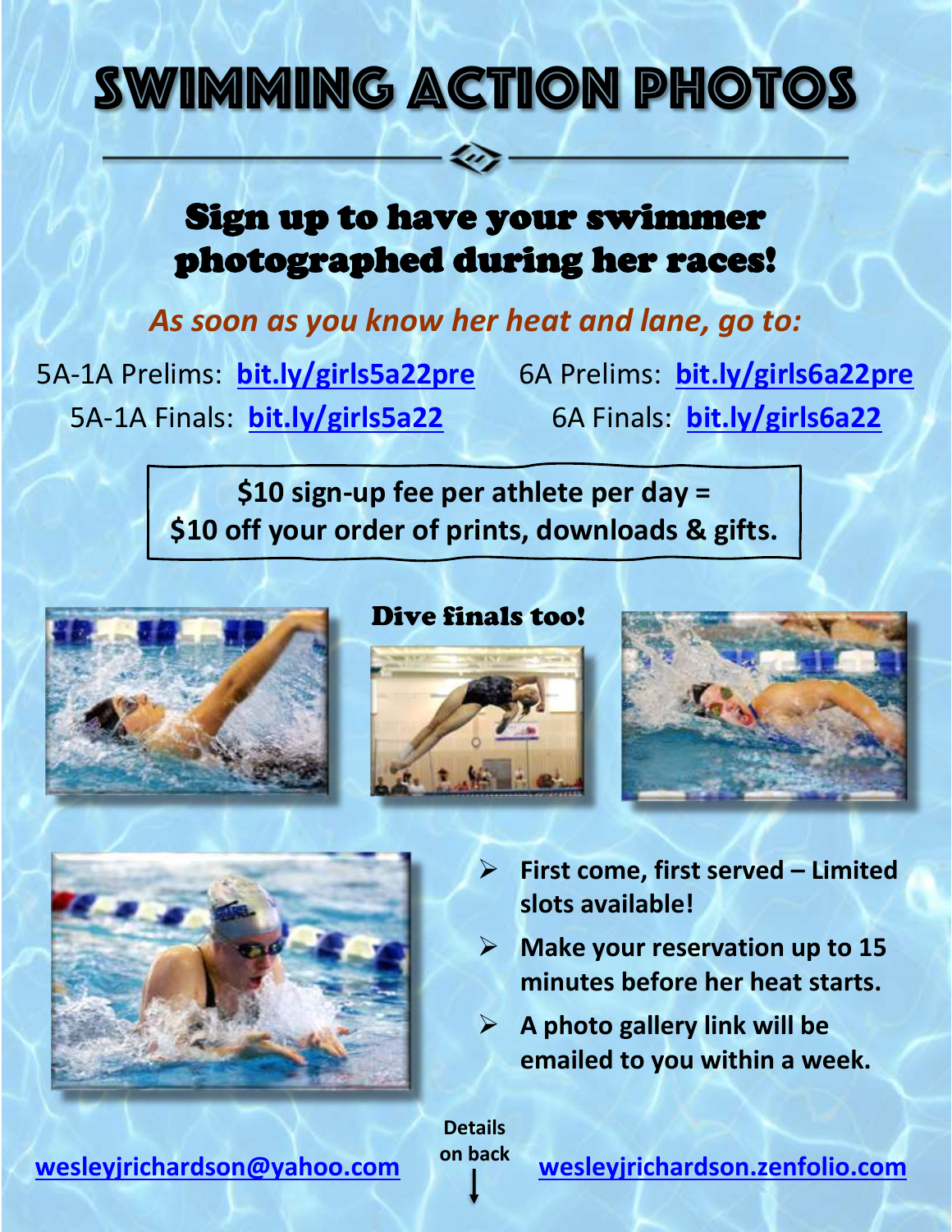# SWIMMING ACTION PHOTOS

## Sign up to have your swimmer photographed during her races!

*As soon as you know her heat and lane, go to:*

5A-1A Prelims: **bit.ly/girls5a22pre**
5A-1A Finals: **bit.ly/girls5a22**

6A Prelims: **bit.ly/girls6a22pre**
6A Finals: **bit.ly/girls6a22**

**$10 sign-up fee per athlete per day = $10 off your order of prints, downloads & gifts.**

**Dive finals too!**

- **First come, first served – Limited slots available!**
- **Make your reservation up to 15 minutes before her heat starts.**
- **A photo gallery link will be emailed to you within a week.**

**wesleyjrichardson@yahoo.com**

**Details on back**

**wesleyjrichardson.zenfolio.com**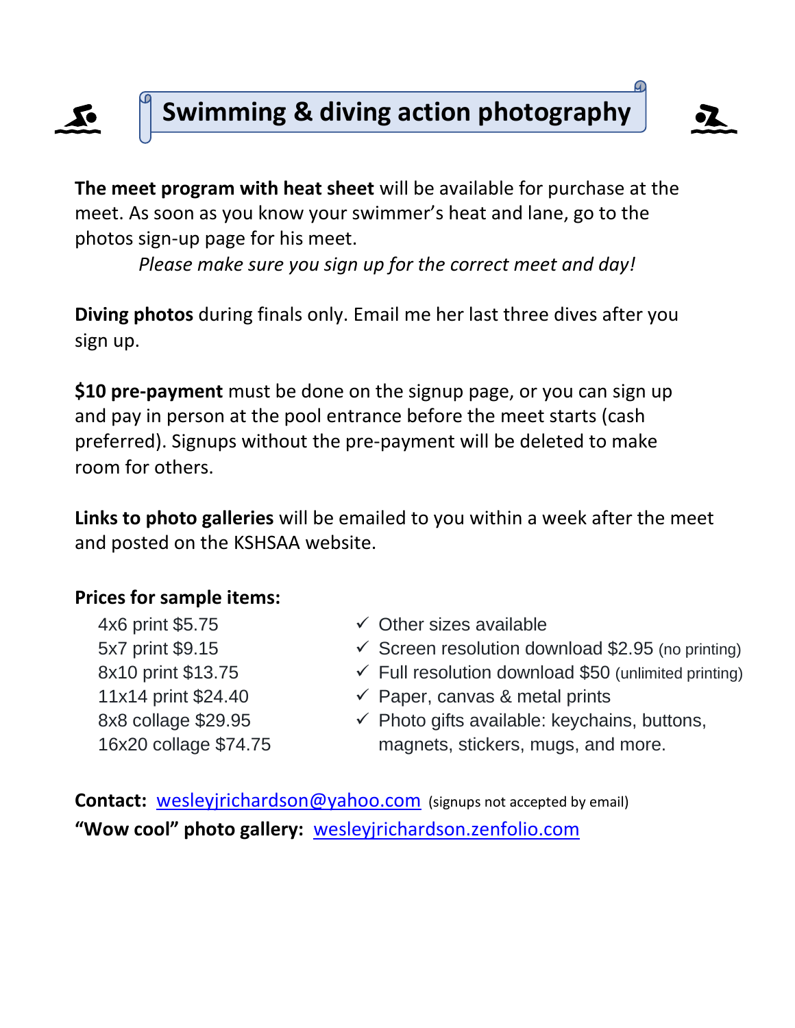# Swimming & diving action photography

**The meet program with heat sheet** will be available for purchase at the meet. As soon as you know your swimmer's heat and lane, go to the photos sign-up page for his meet.

*Please make sure you sign up for the correct meet and day!*

**Diving photos** during finals only. Email me her last three dives after you sign up.

**$10 pre-payment** must be done on the signup page, or you can sign up and pay in person at the pool entrance before the meet starts (cash preferred). Signups without the pre-payment will be deleted to make room for others.

**Links to photo galleries** will be emailed to you within a week after the meet and posted on the KSHSAA website.

**Prices for sample items:**

- 4x6 print $5.75
- 5x7 print $9.15
- 8x10 print $13.75
- 11x14 print $24.40
- 8x8 collage $29.95
- 16x20 collage $74.75

- ✓ Other sizes available
- ✓ Screen resolution download $2.95 (no printing)
- ✓ Full resolution download $50 (unlimited printing)
- ✓ Paper, canvas & metal prints
- ✓ Photo gifts available: keychains, buttons, magnets, stickers, mugs, and more.

**Contact:** wesleyjrichardson@yahoo.com (signups not accepted by email)
**"Wow cool" photo gallery:** wesleyjrichardson.zenfolio.com